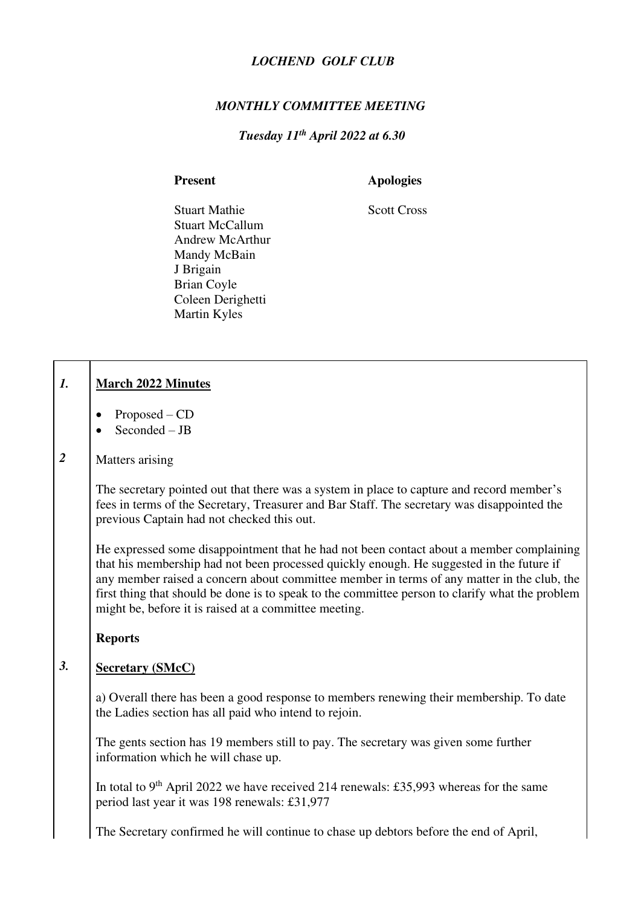# *LOCHEND GOLF CLUB*

## *MONTHLY COMMITTEE MEETING*

### *Tuesday 11th April 2022 at 6.30*

| **Present** | **Apologies** |
|---|---|
| Stuart Mathie | Scott Cross |
| Stuart McCallum | |
| Andrew McArthur | |
| Mandy McBain | |
| J Brigain | |
| Brian Coyle | |
| Coleen Derighetti | |
| Martin Kyles | |

***1.*** **March 2022 Minutes**

- Proposed – CD
- Seconded – JB

***2*** Matters arising

The secretary pointed out that there was a system in place to capture and record member's fees in terms of the Secretary, Treasurer and Bar Staff. The secretary was disappointed the previous Captain had not checked this out.

He expressed some disappointment that he had not been contact about a member complaining that his membership had not been processed quickly enough. He suggested in the future if any member raised a concern about committee member in terms of any matter in the club, the first thing that should be done is to speak to the committee person to clarify what the problem might be, before it is raised at a committee meeting.

**Reports**

***3.*** **Secretary (SMcC)**

a) Overall there has been a good response to members renewing their membership. To date the Ladies section has all paid who intend to rejoin.

The gents section has 19 members still to pay. The secretary was given some further information which he will chase up.

In total to 9th April 2022 we have received 214 renewals: £35,993 whereas for the same period last year it was 198 renewals: £31,977

The Secretary confirmed he will continue to chase up debtors before the end of April,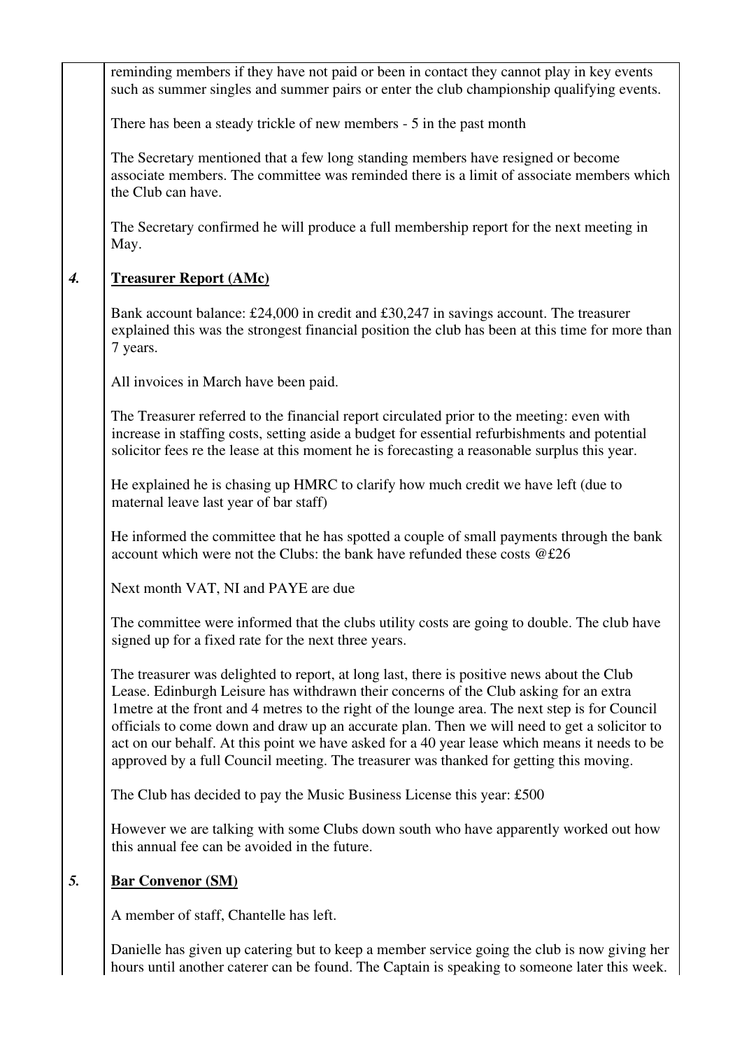reminding members if they have not paid or been in contact they cannot play in key events such as summer singles and summer pairs or enter the club championship qualifying events.

There has been a steady trickle of new members - 5 in the past month

The Secretary mentioned that a few long standing members have resigned or become associate members. The committee was reminded there is a limit of associate members which the Club can have.

The Secretary confirmed he will produce a full membership report for the next meeting in May.

## *4.* Treasurer Report (AMc)

Bank account balance: £24,000 in credit and £30,247 in savings account. The treasurer explained this was the strongest financial position the club has been at this time for more than 7 years.

All invoices in March have been paid.

The Treasurer referred to the financial report circulated prior to the meeting: even with increase in staffing costs, setting aside a budget for essential refurbishments and potential solicitor fees re the lease at this moment he is forecasting a reasonable surplus this year.

He explained he is chasing up HMRC to clarify how much credit we have left (due to maternal leave last year of bar staff)

He informed the committee that he has spotted a couple of small payments through the bank account which were not the Clubs: the bank have refunded these costs @£26

Next month VAT, NI and PAYE are due

The committee were informed that the clubs utility costs are going to double. The club have signed up for a fixed rate for the next three years.

The treasurer was delighted to report, at long last, there is positive news about the Club Lease. Edinburgh Leisure has withdrawn their concerns of the Club asking for an extra 1metre at the front and 4 metres to the right of the lounge area. The next step is for Council officials to come down and draw up an accurate plan. Then we will need to get a solicitor to act on our behalf. At this point we have asked for a 40 year lease which means it needs to be approved by a full Council meeting. The treasurer was thanked for getting this moving.

The Club has decided to pay the Music Business License this year: £500

However we are talking with some Clubs down south who have apparently worked out how this annual fee can be avoided in the future.

## *5.* Bar Convenor (SM)

A member of staff, Chantelle has left.

Danielle has given up catering but to keep a member service going the club is now giving her hours until another caterer can be found. The Captain is speaking to someone later this week.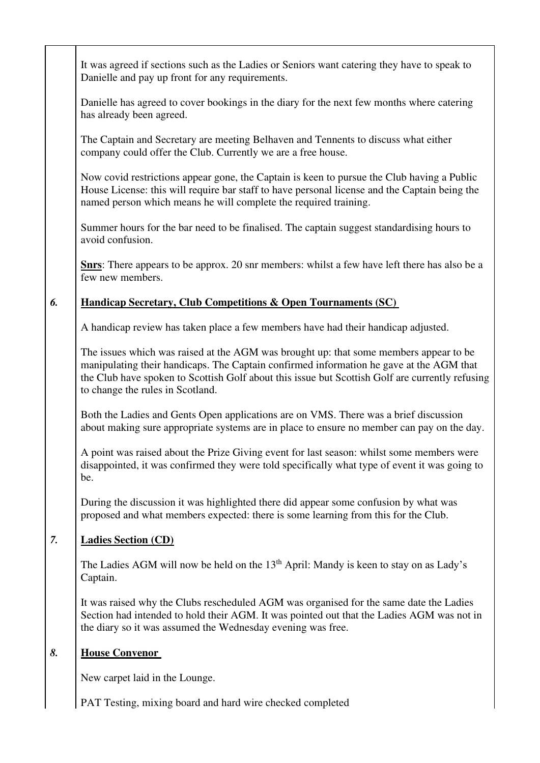It was agreed if sections such as the Ladies or Seniors want catering they have to speak to Danielle and pay up front for any requirements.

Danielle has agreed to cover bookings in the diary for the next few months where catering has already been agreed.

The Captain and Secretary are meeting Belhaven and Tennents to discuss what either company could offer the Club. Currently we are a free house.

Now covid restrictions appear gone, the Captain is keen to pursue the Club having a Public House License: this will require bar staff to have personal license and the Captain being the named person which means he will complete the required training.

Summer hours for the bar need to be finalised. The captain suggest standardising hours to avoid confusion.

**Snrs**: There appears to be approx. 20 snr members: whilst a few have left there has also be a few new members.

### *6.* Handicap Secretary, Club Competitions & Open Tournaments (SC)

A handicap review has taken place a few members have had their handicap adjusted.

The issues which was raised at the AGM was brought up: that some members appear to be manipulating their handicaps. The Captain confirmed information he gave at the AGM that the Club have spoken to Scottish Golf about this issue but Scottish Golf are currently refusing to change the rules in Scotland.

Both the Ladies and Gents Open applications are on VMS. There was a brief discussion about making sure appropriate systems are in place to ensure no member can pay on the day.

A point was raised about the Prize Giving event for last season: whilst some members were disappointed, it was confirmed they were told specifically what type of event it was going to be.

During the discussion it was highlighted there did appear some confusion by what was proposed and what members expected: there is some learning from this for the Club.

### *7.* Ladies Section (CD)

The Ladies AGM will now be held on the 13th April: Mandy is keen to stay on as Lady's Captain.

It was raised why the Clubs rescheduled AGM was organised for the same date the Ladies Section had intended to hold their AGM. It was pointed out that the Ladies AGM was not in the diary so it was assumed the Wednesday evening was free.

### *8.* House Convenor

New carpet laid in the Lounge.

PAT Testing, mixing board and hard wire checked completed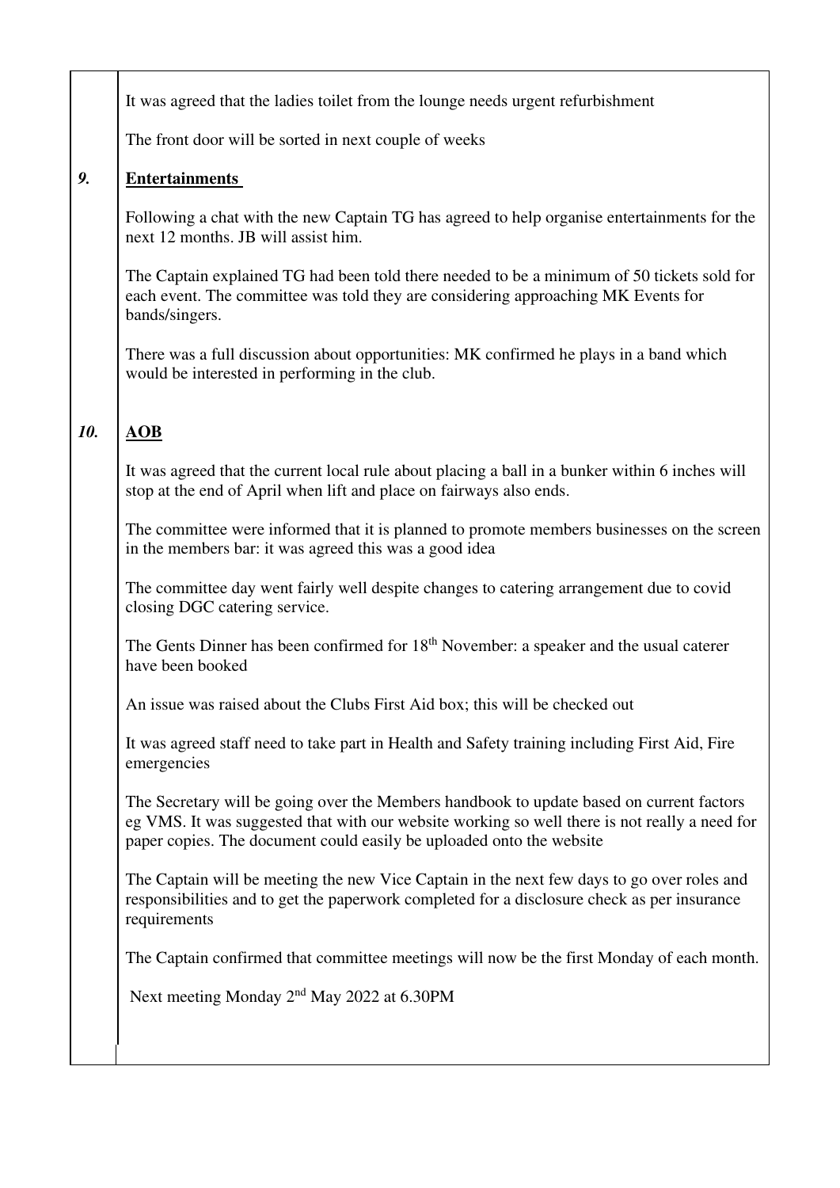It was agreed that the ladies toilet from the lounge needs urgent refurbishment

The front door will be sorted in next couple of weeks

***9.*** **Entertainments**

Following a chat with the new Captain TG has agreed to help organise entertainments for the next 12 months. JB will assist him.

The Captain explained TG had been told there needed to be a minimum of 50 tickets sold for each event. The committee was told they are considering approaching MK Events for bands/singers.

There was a full discussion about opportunities: MK confirmed he plays in a band which would be interested in performing in the club.

***10.*** **AOB**

It was agreed that the current local rule about placing a ball in a bunker within 6 inches will stop at the end of April when lift and place on fairways also ends.

The committee were informed that it is planned to promote members businesses on the screen in the members bar: it was agreed this was a good idea

The committee day went fairly well despite changes to catering arrangement due to covid closing DGC catering service.

The Gents Dinner has been confirmed for 18th November: a speaker and the usual caterer have been booked

An issue was raised about the Clubs First Aid box; this will be checked out

It was agreed staff need to take part in Health and Safety training including First Aid, Fire emergencies

The Secretary will be going over the Members handbook to update based on current factors eg VMS. It was suggested that with our website working so well there is not really a need for paper copies. The document could easily be uploaded onto the website

The Captain will be meeting the new Vice Captain in the next few days to go over roles and responsibilities and to get the paperwork completed for a disclosure check as per insurance requirements

The Captain confirmed that committee meetings will now be the first Monday of each month.

Next meeting Monday 2nd May 2022 at 6.30PM